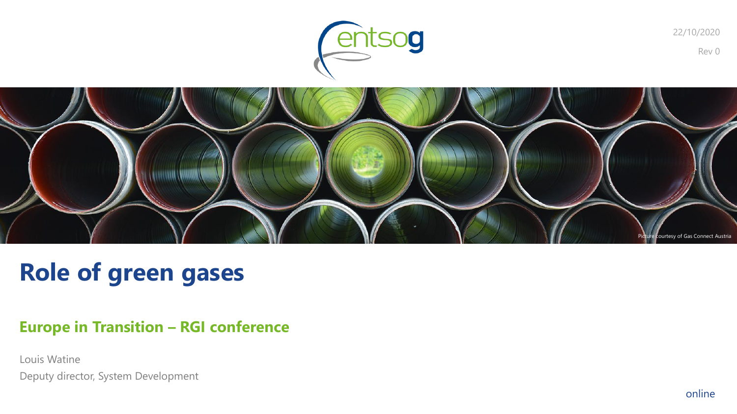22/10/2020

Rev 0

Picture courtesy of Gas Connect Austria

# Role of green gases

## Europe in Transition – RGI conference

Louis Watine

Deputy director, System Development

online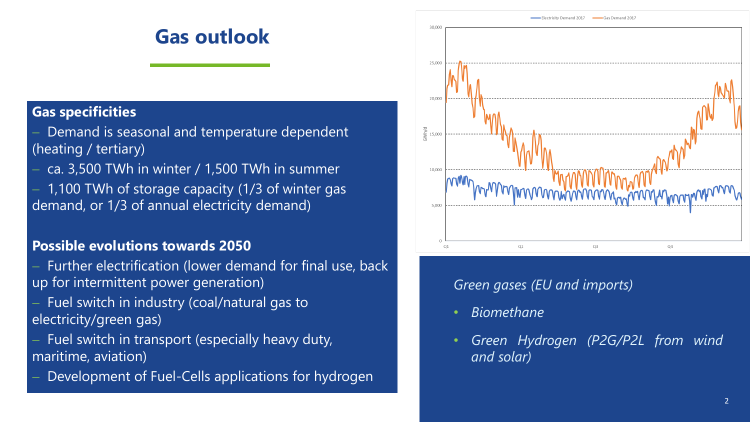# Gas outlook

## Gas specificities

- Demand is seasonal and temperature dependent (heating / tertiary)
- ca. 3,500 TWh in winter / 1,500 TWh in summer
- 1,100 TWh of storage capacity (1/3 of winter gas demand, or 1/3 of annual electricity demand)

## Possible evolutions towards 2050

- Further electrification (lower demand for final use, back up for intermittent power generation)
- Fuel switch in industry (coal/natural gas to electricity/green gas)
- Fuel switch in transport (especially heavy duty, maritime, aviation)
- Development of Fuel-Cells applications for hydrogen

*Green gases (EU and imports)*

- *Biomethane*
- *Green Hydrogen (P2G/P2L from wind and solar)*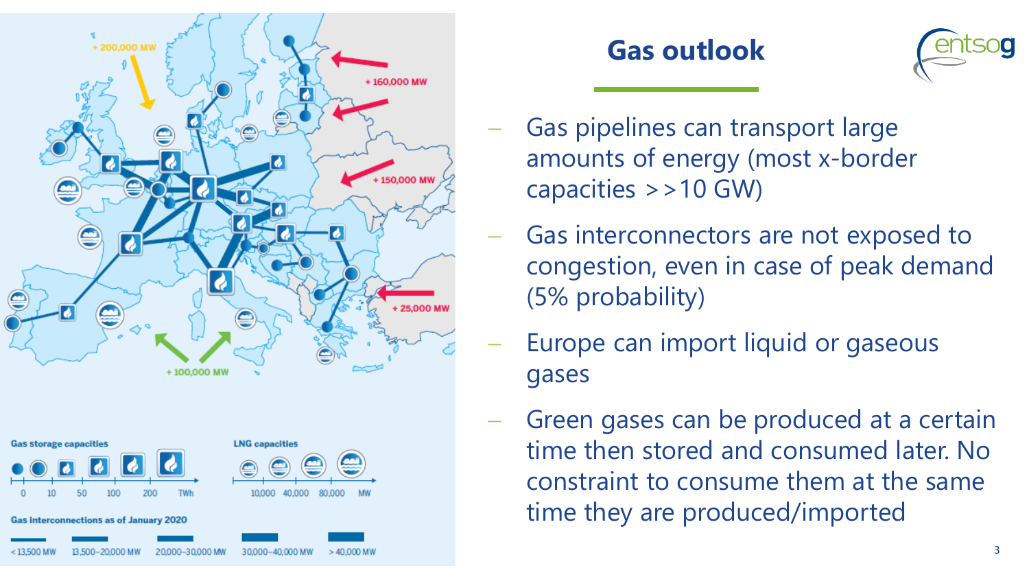# Gas outlook

- Gas pipelines can transport large amounts of energy (most x-border capacities >>10 GW)
- Gas interconnectors are not exposed to congestion, even in case of peak demand (5% probability)
- Europe can import liquid or gaseous gases
- Green gases can be produced at a certain time then stored and consumed later. No constraint to consume them at the same time they are produced/imported

+ 200,000 MW

+ 160,000 MW

+ 150,000 MW

+ 25,000 MW

+ 100,000 MW

**Gas storage capacities**

0 | 10 | 50 | 100 | 200 | TWh

**LNG capacities**

10,000 | 40,000 | 80,000 | MW

**Gas interconnections as of January 2020**

< 13,500 MW | 13,500–20,000 MW | 20,000–30,000 MW | 30,000–40,000 MW | > 40,000 MW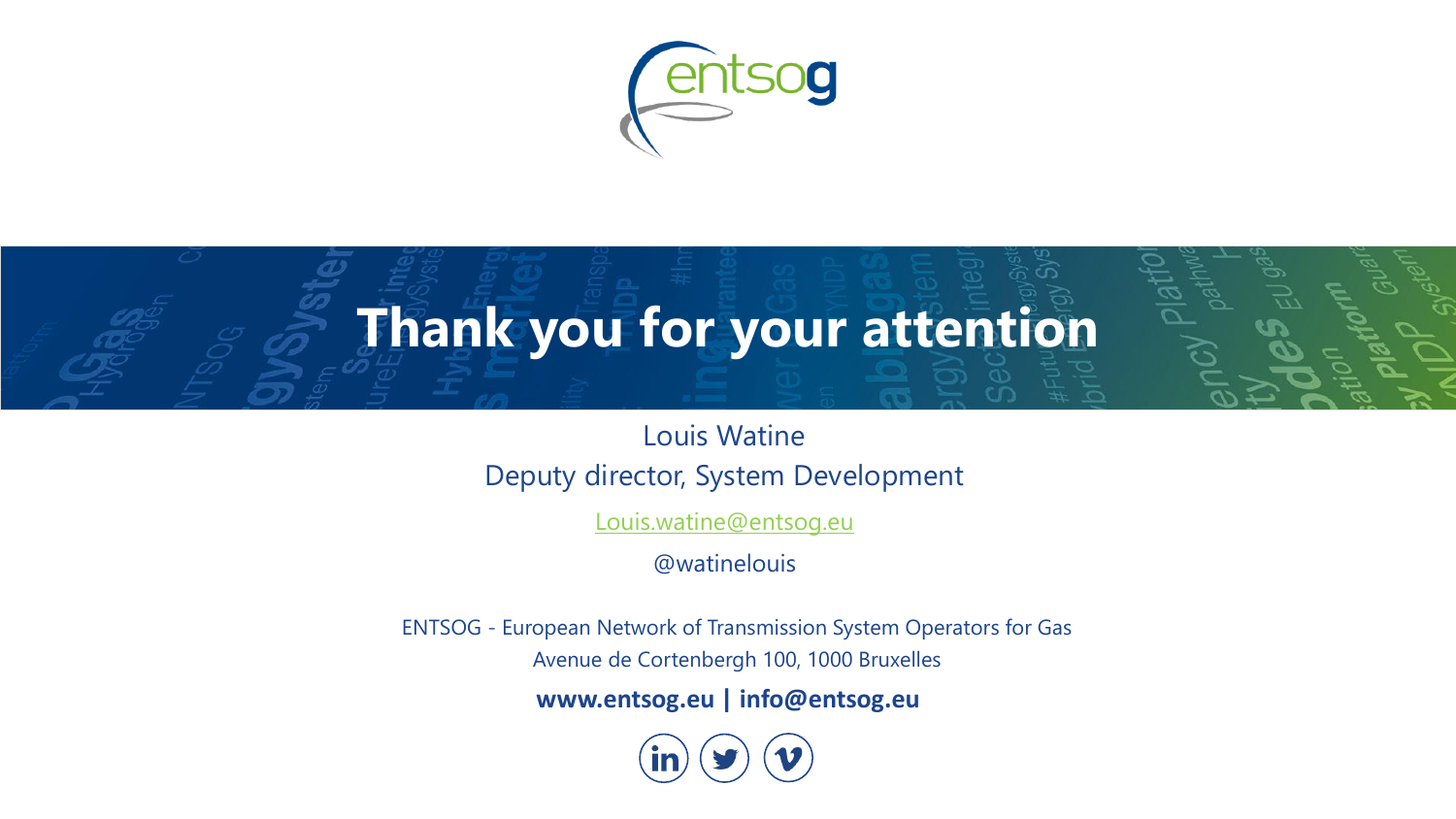# Thank you for your attention

Louis Watine

Deputy director, System Development

Louis.watine@entsog.eu

@watinelouis

ENTSOG - European Network of Transmission System Operators for Gas

Avenue de Cortenbergh 100, 1000 Bruxelles

**www.entsog.eu | info@entsog.eu**